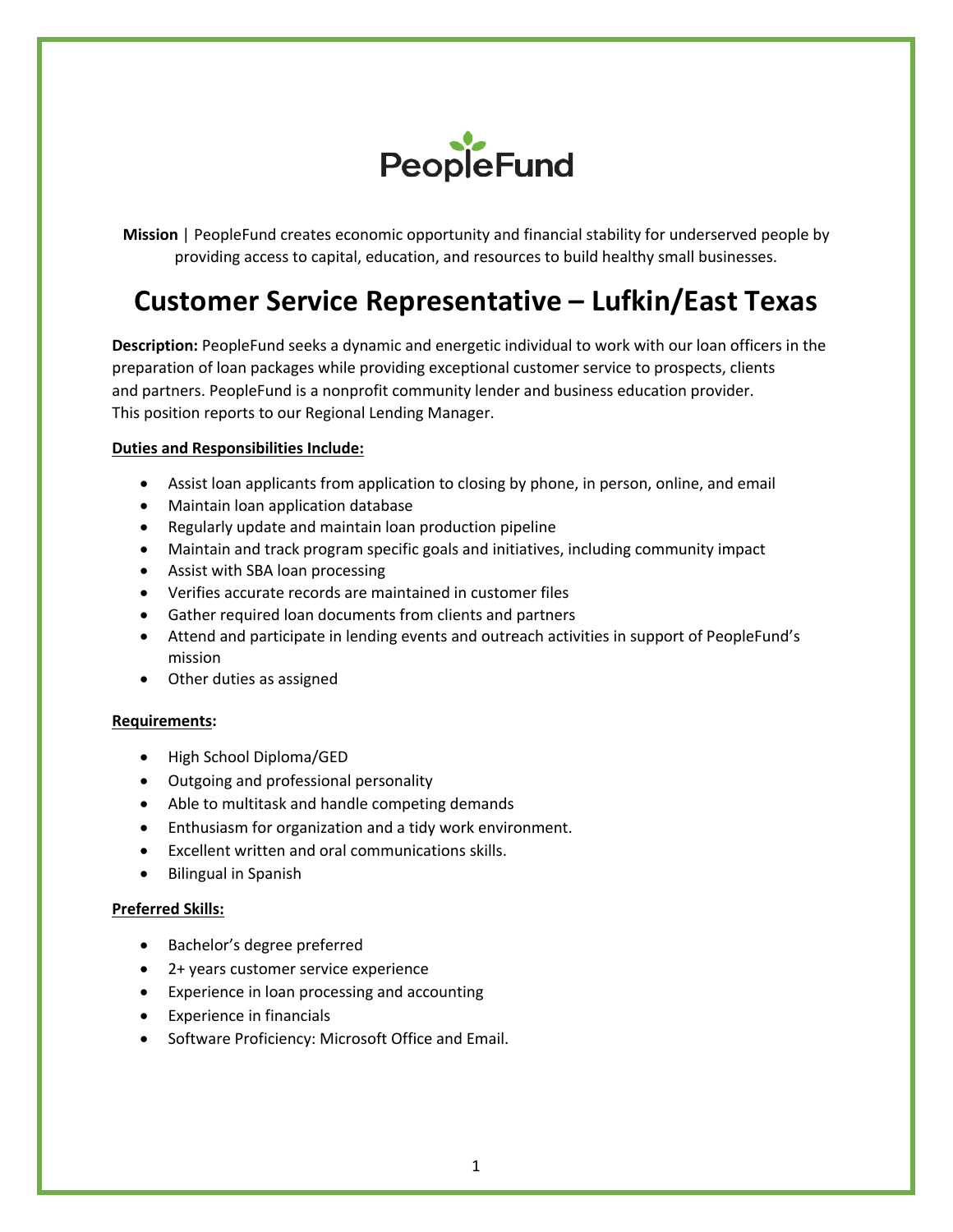PeopleFund

**Mission** | PeopleFund creates economic opportunity and financial stability for underserved people by providing access to capital, education, and resources to build healthy small businesses.

# Customer Service Representative – Lufkin/East Texas

**Description:** PeopleFund seeks a dynamic and energetic individual to work with our loan officers in the preparation of loan packages while providing exceptional customer service to prospects, clients and partners. PeopleFund is a nonprofit community lender and business education provider. This position reports to our Regional Lending Manager.

**Duties and Responsibilities Include:**

- Assist loan applicants from application to closing by phone, in person, online, and email
- Maintain loan application database
- Regularly update and maintain loan production pipeline
- Maintain and track program specific goals and initiatives, including community impact
- Assist with SBA loan processing
- Verifies accurate records are maintained in customer files
- Gather required loan documents from clients and partners
- Attend and participate in lending events and outreach activities in support of PeopleFund's mission
- Other duties as assigned

**Requirements:**

- High School Diploma/GED
- Outgoing and professional personality
- Able to multitask and handle competing demands
- Enthusiasm for organization and a tidy work environment.
- Excellent written and oral communications skills.
- Bilingual in Spanish

**Preferred Skills:**

- Bachelor's degree preferred
- 2+ years customer service experience
- Experience in loan processing and accounting
- Experience in financials
- Software Proficiency: Microsoft Office and Email.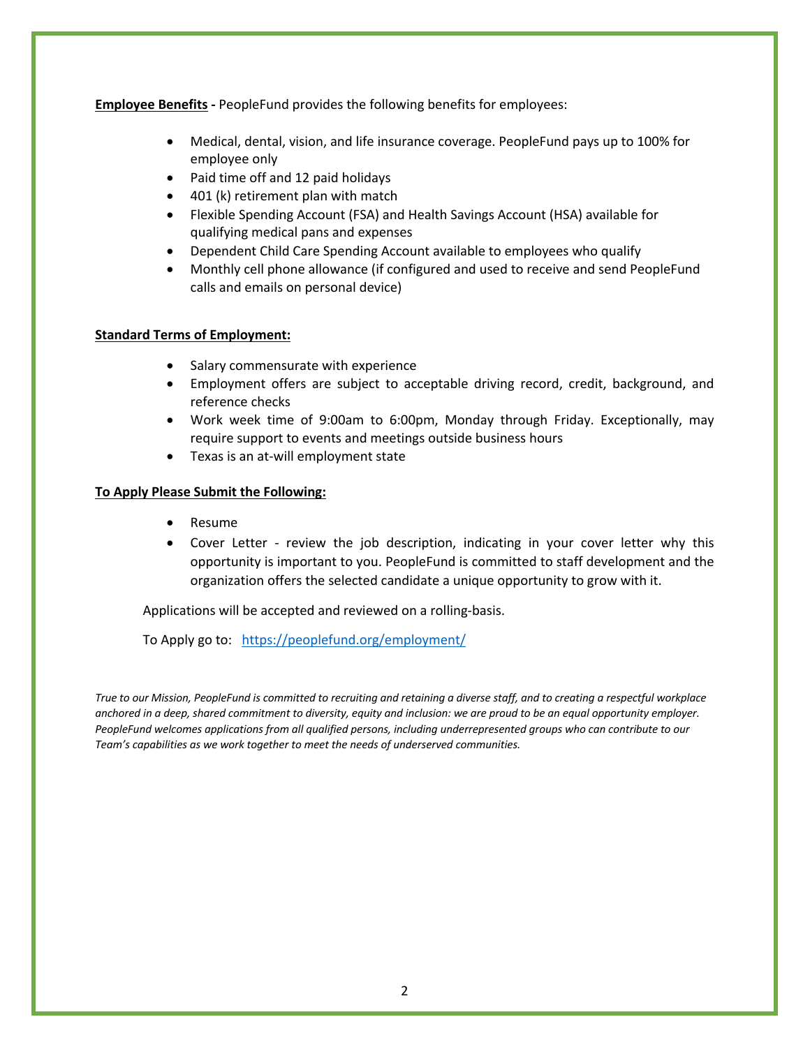**Employee Benefits -** PeopleFund provides the following benefits for employees:

- Medical, dental, vision, and life insurance coverage. PeopleFund pays up to 100% for employee only
- Paid time off and 12 paid holidays
- 401 (k) retirement plan with match
- Flexible Spending Account (FSA) and Health Savings Account (HSA) available for qualifying medical pans and expenses
- Dependent Child Care Spending Account available to employees who qualify
- Monthly cell phone allowance (if configured and used to receive and send PeopleFund calls and emails on personal device)

**Standard Terms of Employment:**

- Salary commensurate with experience
- Employment offers are subject to acceptable driving record, credit, background, and reference checks
- Work week time of 9:00am to 6:00pm, Monday through Friday. Exceptionally, may require support to events and meetings outside business hours
- Texas is an at-will employment state

**To Apply Please Submit the Following:**

- Resume
- Cover Letter - review the job description, indicating in your cover letter why this opportunity is important to you. PeopleFund is committed to staff development and the organization offers the selected candidate a unique opportunity to grow with it.

Applications will be accepted and reviewed on a rolling-basis.

To Apply go to: https://peoplefund.org/employment/

*True to our Mission, PeopleFund is committed to recruiting and retaining a diverse staff, and to creating a respectful workplace anchored in a deep, shared commitment to diversity, equity and inclusion: we are proud to be an equal opportunity employer. PeopleFund welcomes applications from all qualified persons, including underrepresented groups who can contribute to our Team's capabilities as we work together to meet the needs of underserved communities.*